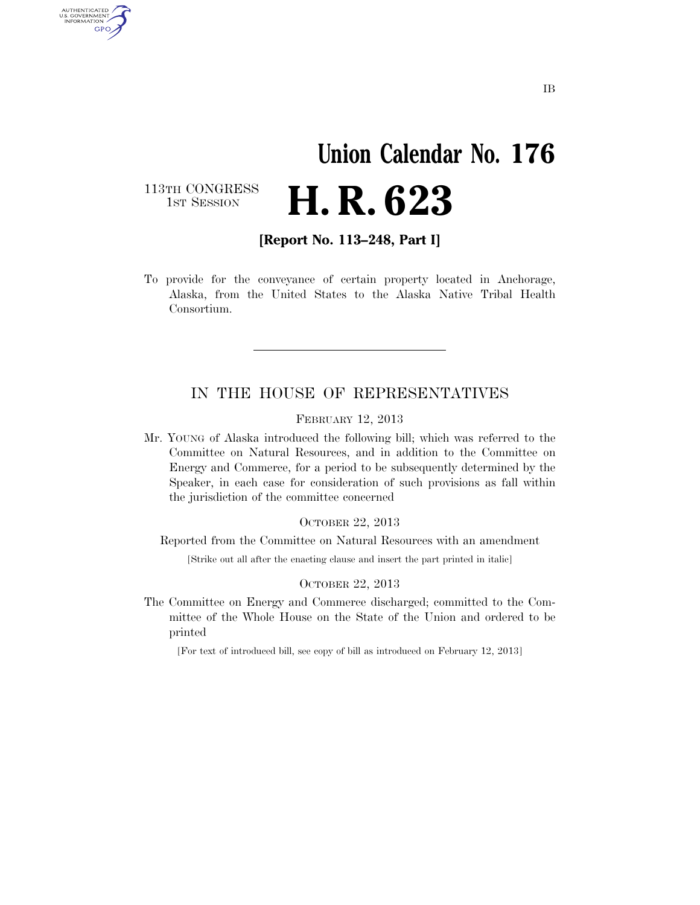IB

# Union Calendar No. 176

113TH CONGRESS
1ST SESSION

# H. R. 623

**[Report No. 113–248, Part I]**

To provide for the conveyance of certain property located in Anchorage, Alaska, from the United States to the Alaska Native Tribal Health Consortium.

---

## IN THE HOUSE OF REPRESENTATIVES

FEBRUARY 12, 2013

Mr. YOUNG of Alaska introduced the following bill; which was referred to the Committee on Natural Resources, and in addition to the Committee on Energy and Commerce, for a period to be subsequently determined by the Speaker, in each case for consideration of such provisions as fall within the jurisdiction of the committee concerned

OCTOBER 22, 2013

Reported from the Committee on Natural Resources with an amendment

[Strike out all after the enacting clause and insert the part printed in italic]

OCTOBER 22, 2013

The Committee on Energy and Commerce discharged; committed to the Committee of the Whole House on the State of the Union and ordered to be printed

[For text of introduced bill, see copy of bill as introduced on February 12, 2013]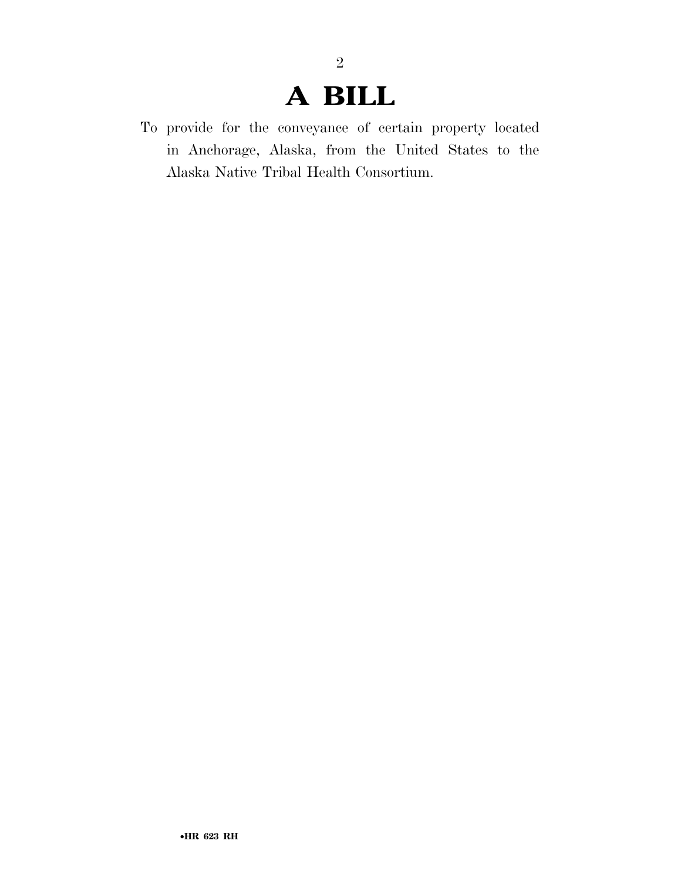# A BILL

To provide for the conveyance of certain property located in Anchorage, Alaska, from the United States to the Alaska Native Tribal Health Consortium.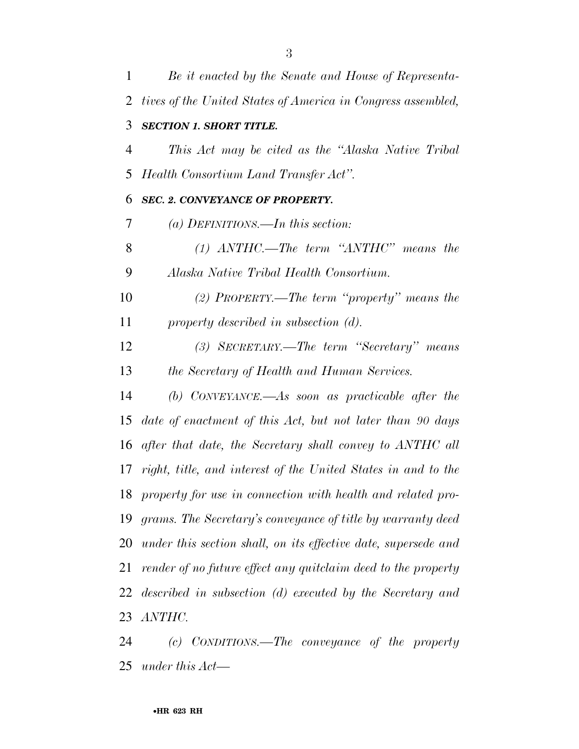*Be it enacted by the Senate and House of Representatives of the United States of America in Congress assembled,*

### ***SECTION 1. SHORT TITLE.***

*This Act may be cited as the "Alaska Native Tribal Health Consortium Land Transfer Act".*

### ***SEC. 2. CONVEYANCE OF PROPERTY.***

*(a) DEFINITIONS.—In this section:*

*(1) ANTHC.—The term "ANTHC" means the Alaska Native Tribal Health Consortium.*

*(2) PROPERTY.—The term "property" means the property described in subsection (d).*

*(3) SECRETARY.—The term "Secretary" means the Secretary of Health and Human Services.*

*(b) CONVEYANCE.—As soon as practicable after the date of enactment of this Act, but not later than 90 days after that date, the Secretary shall convey to ANTHC all right, title, and interest of the United States in and to the property for use in connection with health and related programs. The Secretary's conveyance of title by warranty deed under this section shall, on its effective date, supersede and render of no future effect any quitclaim deed to the property described in subsection (d) executed by the Secretary and ANTHC.*

*(c) CONDITIONS.—The conveyance of the property under this Act—*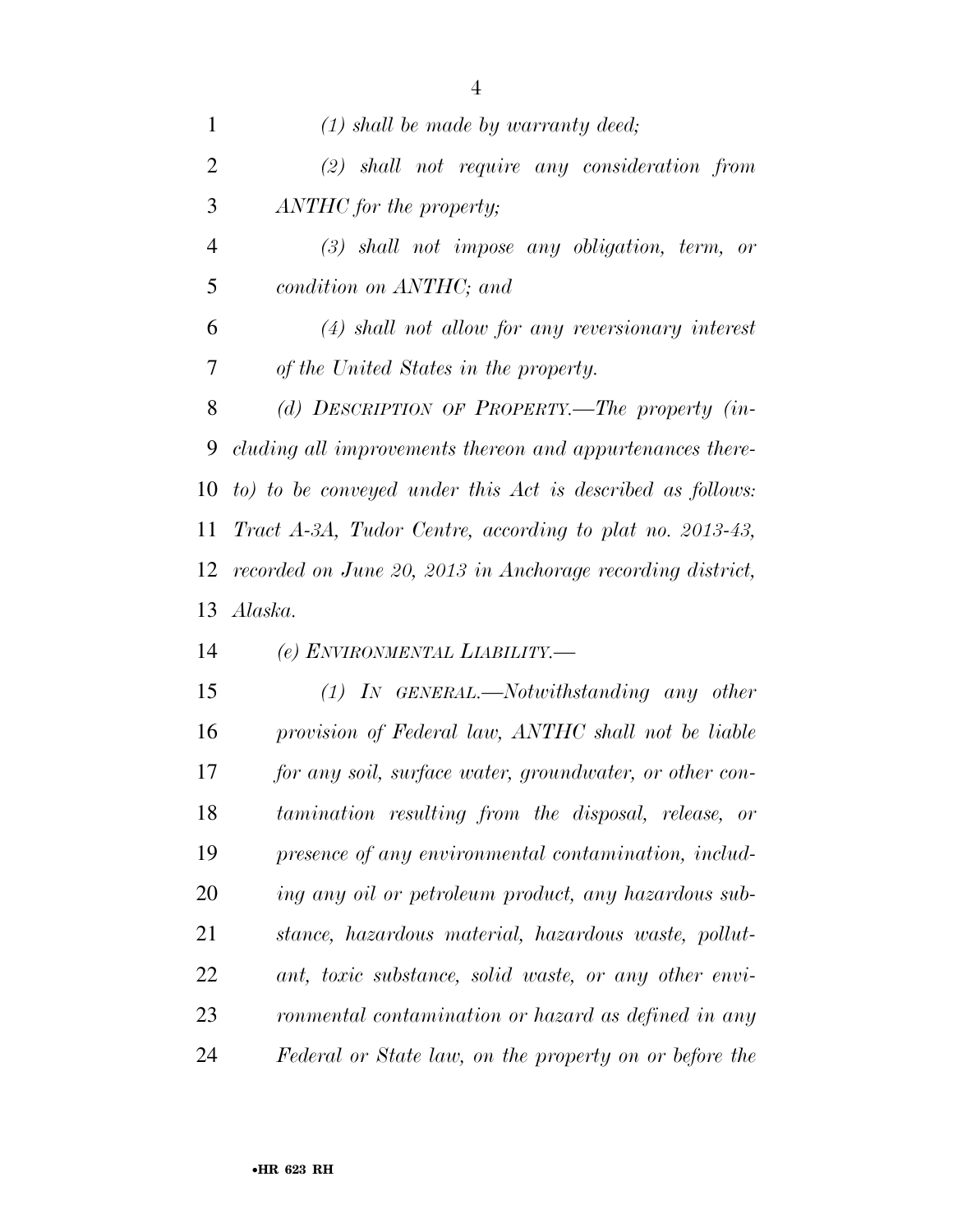*(1) shall be made by warranty deed;*

*(2) shall not require any consideration from ANTHC for the property;*

*(3) shall not impose any obligation, term, or condition on ANTHC; and*

*(4) shall not allow for any reversionary interest of the United States in the property.*

*(d) DESCRIPTION OF PROPERTY.—The property (including all improvements thereon and appurtenances thereto) to be conveyed under this Act is described as follows: Tract A-3A, Tudor Centre, according to plat no. 2013-43, recorded on June 20, 2013 in Anchorage recording district, Alaska.*

*(e) ENVIRONMENTAL LIABILITY.—*

*(1) IN GENERAL.—Notwithstanding any other provision of Federal law, ANTHC shall not be liable for any soil, surface water, groundwater, or other contamination resulting from the disposal, release, or presence of any environmental contamination, including any oil or petroleum product, any hazardous substance, hazardous material, hazardous waste, pollutant, toxic substance, solid waste, or any other environmental contamination or hazard as defined in any Federal or State law, on the property on or before the*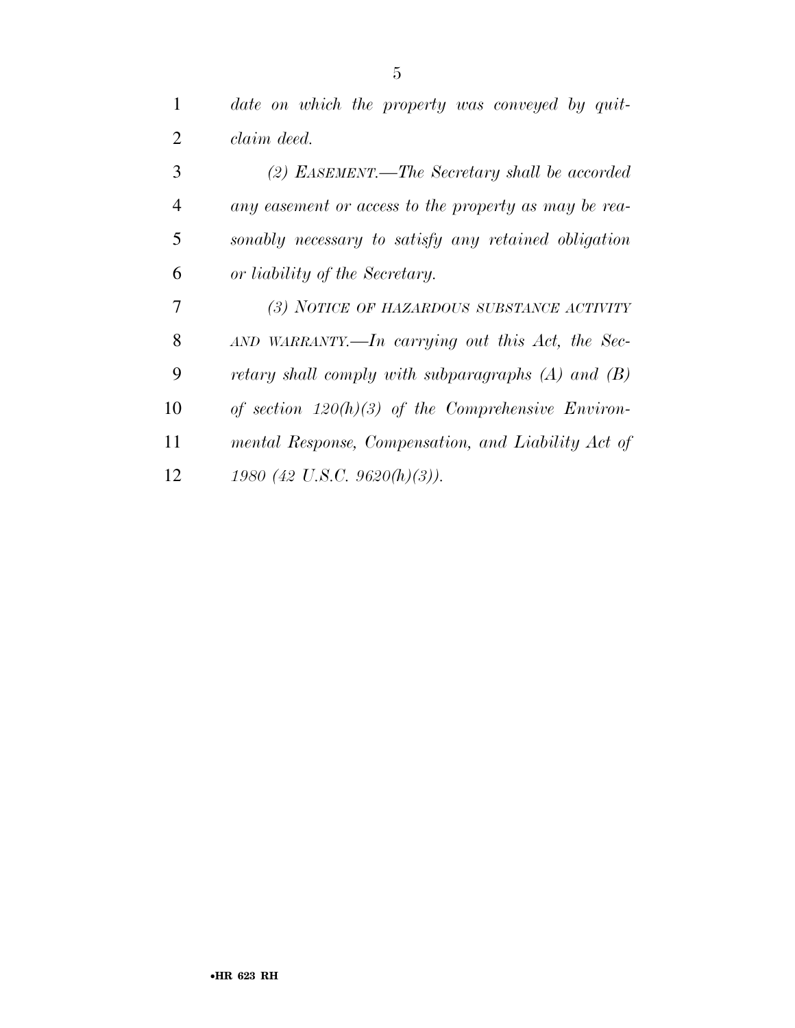*date on which the property was conveyed by quitclaim deed.*

*(2) EASEMENT.—The Secretary shall be accorded any easement or access to the property as may be reasonably necessary to satisfy any retained obligation or liability of the Secretary.*

*(3) NOTICE OF HAZARDOUS SUBSTANCE ACTIVITY AND WARRANTY.—In carrying out this Act, the Secretary shall comply with subparagraphs (A) and (B) of section 120(h)(3) of the Comprehensive Environmental Response, Compensation, and Liability Act of 1980 (42 U.S.C. 9620(h)(3)).*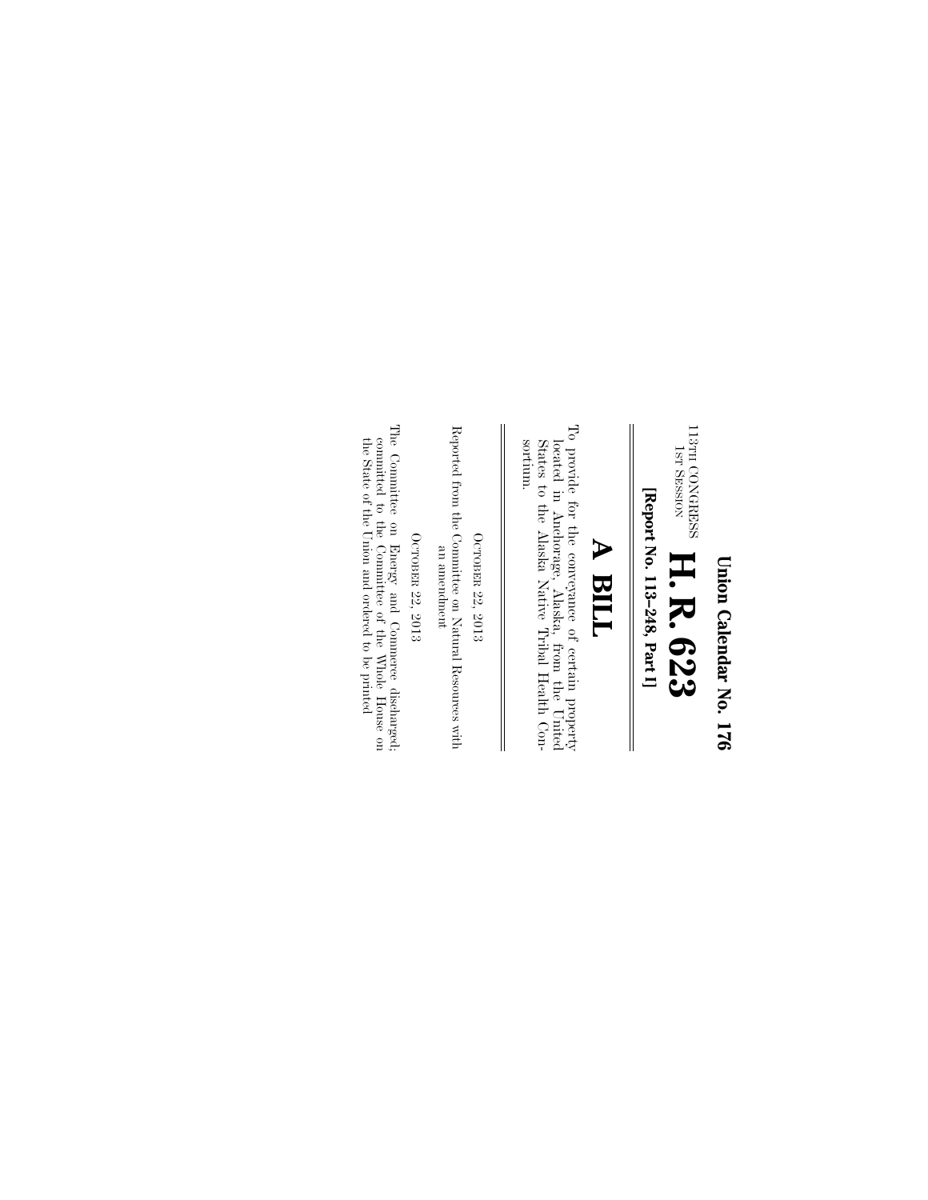# Union Calendar No. 176

113TH CONGRESS
1ST SESSION

# H. R. 623

**[Report No. 113–248, Part I]**

---

# A BILL

To provide for the conveyance of certain property located in Anchorage, Alaska, from the United States to the Alaska Native Tribal Health Consortium.

---

OCTOBER 22, 2013

Reported from the Committee on Natural Resources with an amendment

OCTOBER 22, 2013

The Committee on Energy and Commerce discharged; committed to the Committee of the Whole House on the State of the Union and ordered to be printed